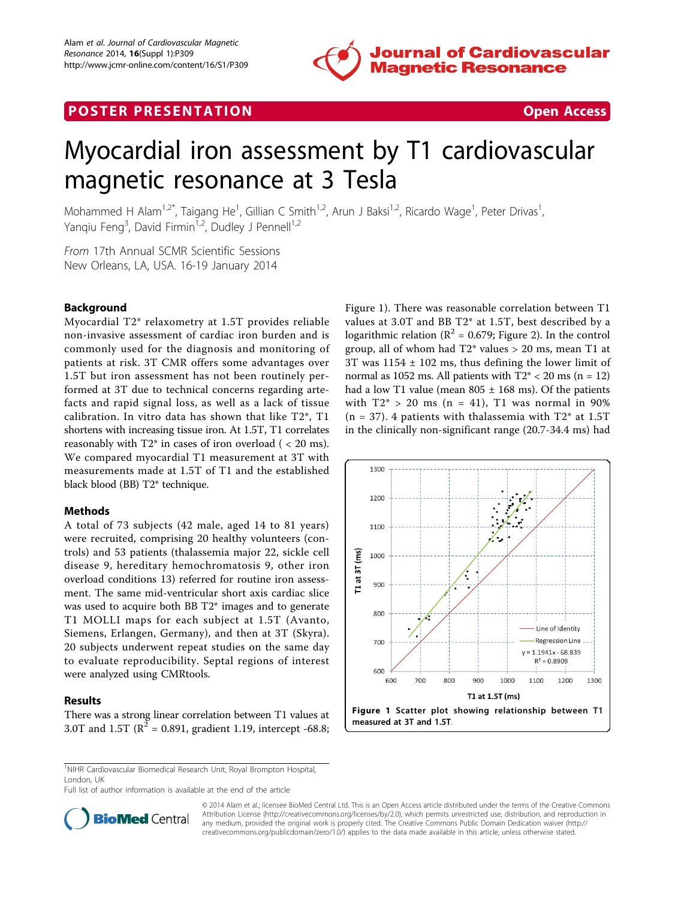**POSTER PRESENTATION** **Open Access**

# Myocardial iron assessment by T1 cardiovascular magnetic resonance at 3 Tesla

Mohammed H Alam[1,2*], Taigang He[1], Gillian C Smith[1,2], Arun J Baksi[1,2], Ricardo Wage[1], Peter Drivas[1], Yanqiu Feng[3], David Firmin[1,2], Dudley J Pennell[1,2]

*From* 17th Annual SCMR Scientific Sessions
New Orleans, LA, USA. 16-19 January 2014

## Background

Myocardial T2* relaxometry at 1.5T provides reliable non-invasive assessment of cardiac iron burden and is commonly used for the diagnosis and monitoring of patients at risk. 3T CMR offers some advantages over 1.5T but iron assessment has not been routinely performed at 3T due to technical concerns regarding artefacts and rapid signal loss, as well as a lack of tissue calibration. In vitro data has shown that like T2*, T1 shortens with increasing tissue iron. At 1.5T, T1 correlates reasonably with T2* in cases of iron overload ( < 20 ms). We compared myocardial T1 measurement at 3T with measurements made at 1.5T of T1 and the established black blood (BB) T2* technique.

## Methods

A total of 73 subjects (42 male, aged 14 to 81 years) were recruited, comprising 20 healthy volunteers (controls) and 53 patients (thalassemia major 22, sickle cell disease 9, hereditary hemochromatosis 9, other iron overload conditions 13) referred for routine iron assessment. The same mid-ventricular short axis cardiac slice was used to acquire both BB T2* images and to generate T1 MOLLI maps for each subject at 1.5T (Avanto, Siemens, Erlangen, Germany), and then at 3T (Skyra). 20 subjects underwent repeat studies on the same day to evaluate reproducibility. Septal regions of interest were analyzed using CMRtools.

## Results

There was a strong linear correlation between T1 values at 3.0T and 1.5T ($R^2$ = 0.891, gradient 1.19, intercept -68.8; Figure 1). There was reasonable correlation between T1 values at 3.0T and BB T2* at 1.5T, best described by a logarithmic relation ($R^2$ = 0.679; Figure 2). In the control group, all of whom had T2* values > 20 ms, mean T1 at 3T was 1154 ± 102 ms, thus defining the lower limit of normal as 1052 ms. All patients with T2* < 20 ms (n = 12) had a low T1 value (mean 805 ± 168 ms). Of the patients with T2* > 20 ms (n = 41), T1 was normal in 90% (n = 37). 4 patients with thalassemia with T2* at 1.5T in the clinically non-significant range (20.7-34.4 ms) had

**Figure 1** Scatter plot showing relationship between T1 measured at 3T and 1.5T.

[1]NIHR Cardiovascular Biomedical Research Unit, Royal Brompton Hospital, London, UK
Full list of author information is available at the end of the article

© 2014 Alam et al.; licensee BioMed Central Ltd. This is an Open Access article distributed under the terms of the Creative Commons Attribution License (http://creativecommons.org/licenses/by/2.0), which permits unrestricted use, distribution, and reproduction in any medium, provided the original work is properly cited. The Creative Commons Public Domain Dedication waiver (http://creativecommons.org/publicdomain/zero/1.0/) applies to the data made available in this article, unless otherwise stated.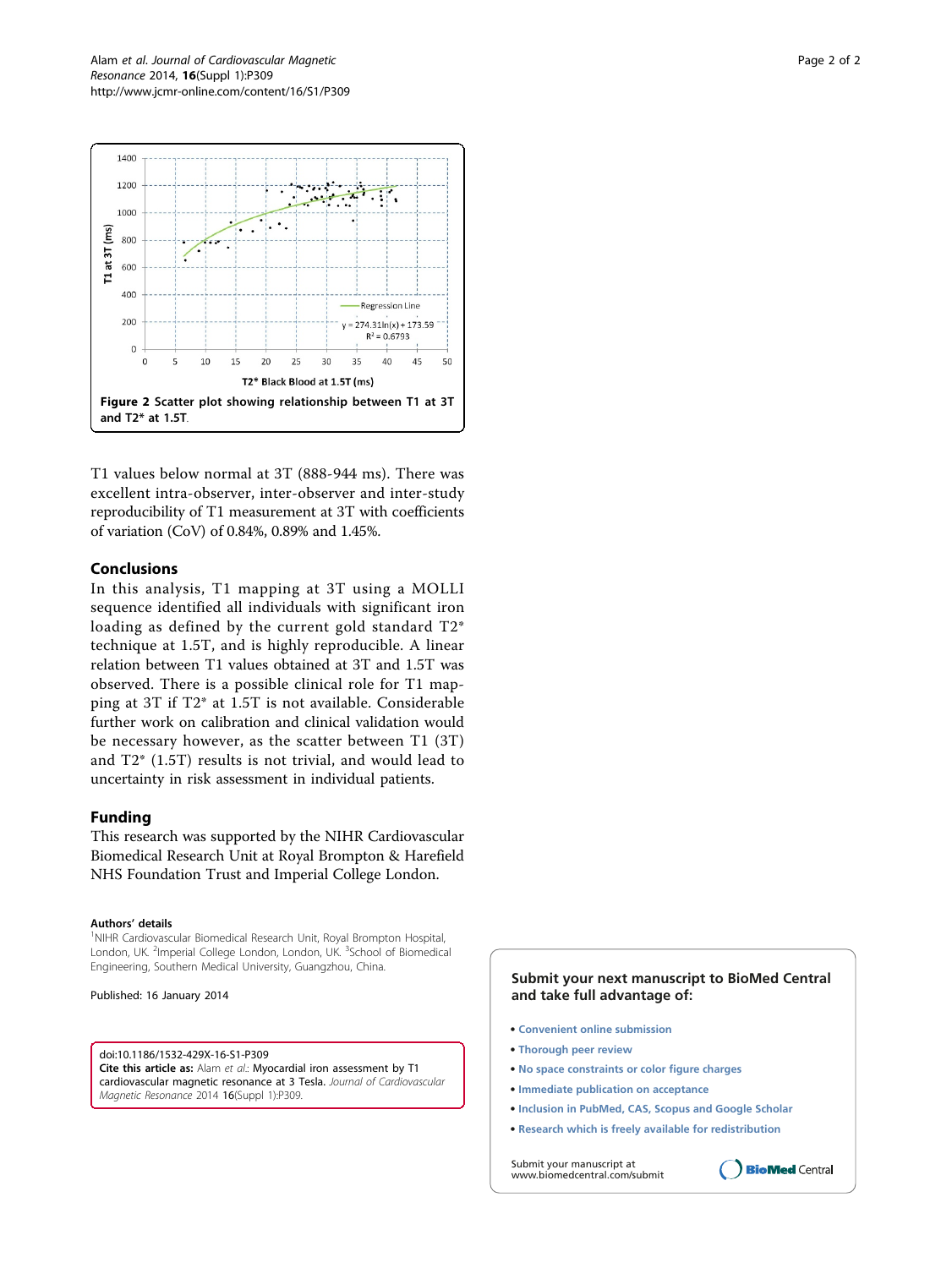1400
1200
1000
800
600
400
200
0

0 5 10 15 20 25 30 35 40 45 50

T1 at 3T (ms)

T2* Black Blood at 1.5T (ms)

Regression Line

$y = 274.31\ln(x) + 173.59$

$R^2 = 0.6793$

**Figure 2** **Scatter plot showing relationship between T1 at 3T and T2* at 1.5T.**

T1 values below normal at 3T (888-944 ms). There was excellent intra-observer, inter-observer and inter-study reproducibility of T1 measurement at 3T with coefficients of variation (CoV) of 0.84%, 0.89% and 1.45%.

## Conclusions

In this analysis, T1 mapping at 3T using a MOLLI sequence identified all individuals with significant iron loading as defined by the current gold standard T2* technique at 1.5T, and is highly reproducible. A linear relation between T1 values obtained at 3T and 1.5T was observed. There is a possible clinical role for T1 mapping at 3T if T2* at 1.5T is not available. Considerable further work on calibration and clinical validation would be necessary however, as the scatter between T1 (3T) and T2* (1.5T) results is not trivial, and would lead to uncertainty in risk assessment in individual patients.

## Funding

This research was supported by the NIHR Cardiovascular Biomedical Research Unit at Royal Brompton & Harefield NHS Foundation Trust and Imperial College London.

#### Authors' details

[1]NIHR Cardiovascular Biomedical Research Unit, Royal Brompton Hospital, London, UK. [2]Imperial College London, London, UK. [3]School of Biomedical Engineering, Southern Medical University, Guangzhou, China.

Published: 16 January 2014

doi:10.1186/1532-429X-16-S1-P309

**Cite this article as:** Alam *et al.*: Myocardial iron assessment by T1 cardiovascular magnetic resonance at 3 Tesla. *Journal of Cardiovascular Magnetic Resonance* 2014 **16**(Suppl 1):P309.

**Submit your next manuscript to BioMed Central and take full advantage of:**

- Convenient online submission
- Thorough peer review
- No space constraints or color figure charges
- Immediate publication on acceptance
- Inclusion in PubMed, CAS, Scopus and Google Scholar
- Research which is freely available for redistribution

Submit your manuscript at www.biomedcentral.com/submit

BioMed Central